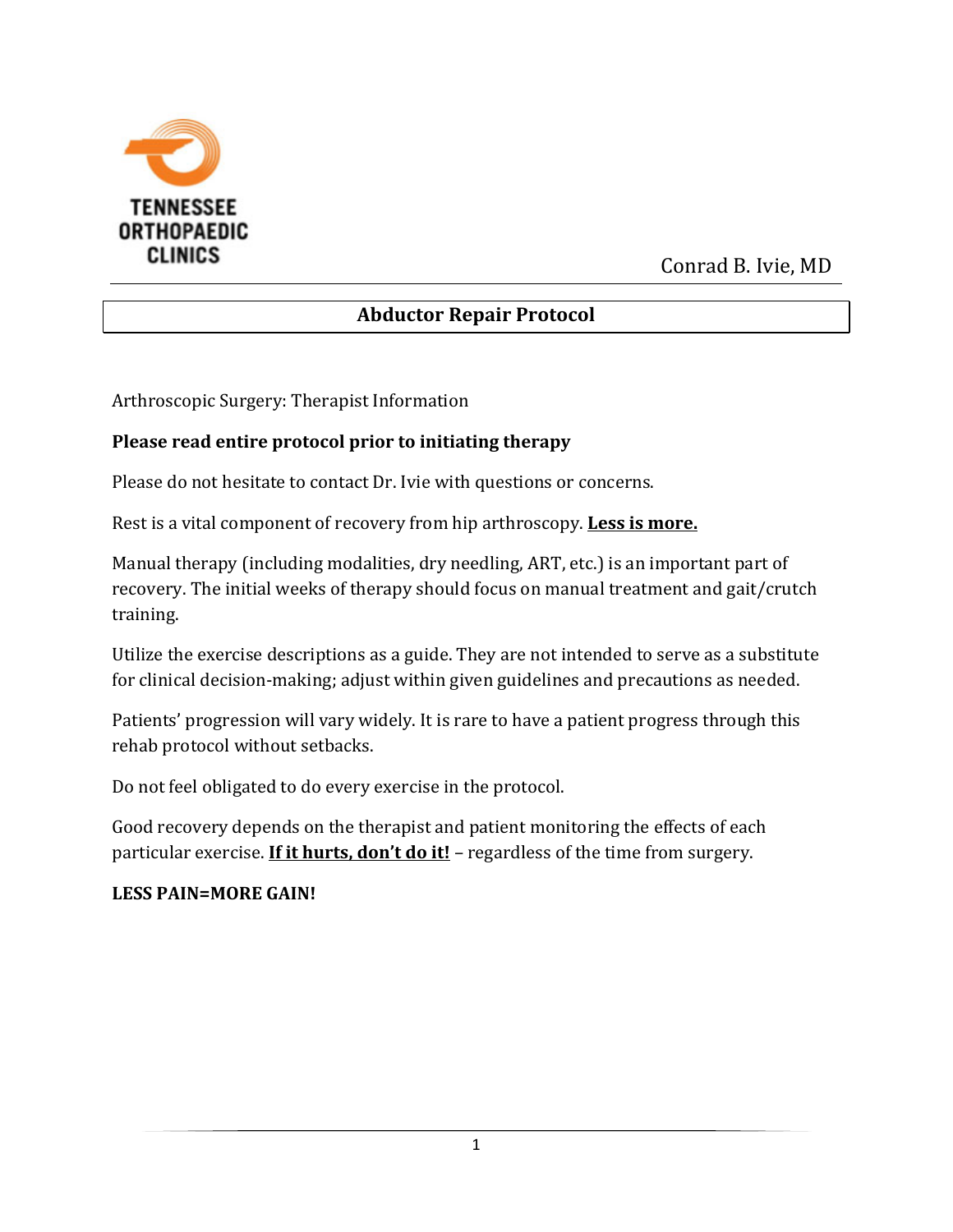TENNESSEE ORTHOPAEDIC CLINICS

Conrad B. Ivie, MD

# Abductor Repair Protocol

Arthroscopic Surgery: Therapist Information

**Please read entire protocol prior to initiating therapy**

Please do not hesitate to contact Dr. Ivie with questions or concerns.

Rest is a vital component of recovery from hip arthroscopy. **Less is more.**

Manual therapy (including modalities, dry needling, ART, etc.) is an important part of recovery. The initial weeks of therapy should focus on manual treatment and gait/crutch training.

Utilize the exercise descriptions as a guide. They are not intended to serve as a substitute for clinical decision-making; adjust within given guidelines and precautions as needed.

Patients' progression will vary widely. It is rare to have a patient progress through this rehab protocol without setbacks.

Do not feel obligated to do every exercise in the protocol.

Good recovery depends on the therapist and patient monitoring the effects of each particular exercise. **If it hurts, don't do it!** – regardless of the time from surgery.

**LESS PAIN=MORE GAIN!**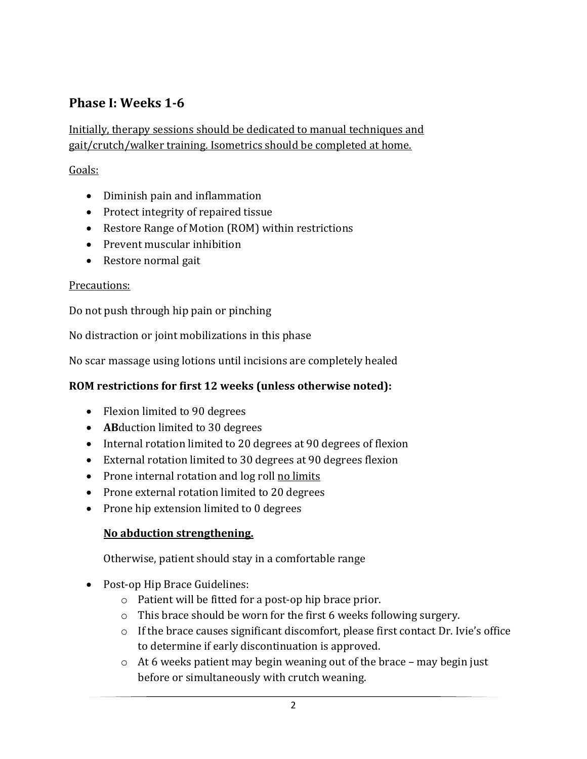## Phase I: Weeks 1-6

Initially, therapy sessions should be dedicated to manual techniques and gait/crutch/walker training. Isometrics should be completed at home.

Goals:

- Diminish pain and inflammation
- Protect integrity of repaired tissue
- Restore Range of Motion (ROM) within restrictions
- Prevent muscular inhibition
- Restore normal gait

Precautions:

Do not push through hip pain or pinching

No distraction or joint mobilizations in this phase

No scar massage using lotions until incisions are completely healed

**ROM restrictions for first 12 weeks (unless otherwise noted):**

- Flexion limited to 90 degrees
- **AB**duction limited to 30 degrees
- Internal rotation limited to 20 degrees at 90 degrees of flexion
- External rotation limited to 30 degrees at 90 degrees flexion
- Prone internal rotation and log roll no limits
- Prone external rotation limited to 20 degrees
- Prone hip extension limited to 0 degrees

  **No abduction strengthening.**

  Otherwise, patient should stay in a comfortable range

- Post-op Hip Brace Guidelines:
  - Patient will be fitted for a post-op hip brace prior.
  - This brace should be worn for the first 6 weeks following surgery.
  - If the brace causes significant discomfort, please first contact Dr. Ivie's office to determine if early discontinuation is approved.
  - At 6 weeks patient may begin weaning out of the brace – may begin just before or simultaneously with crutch weaning.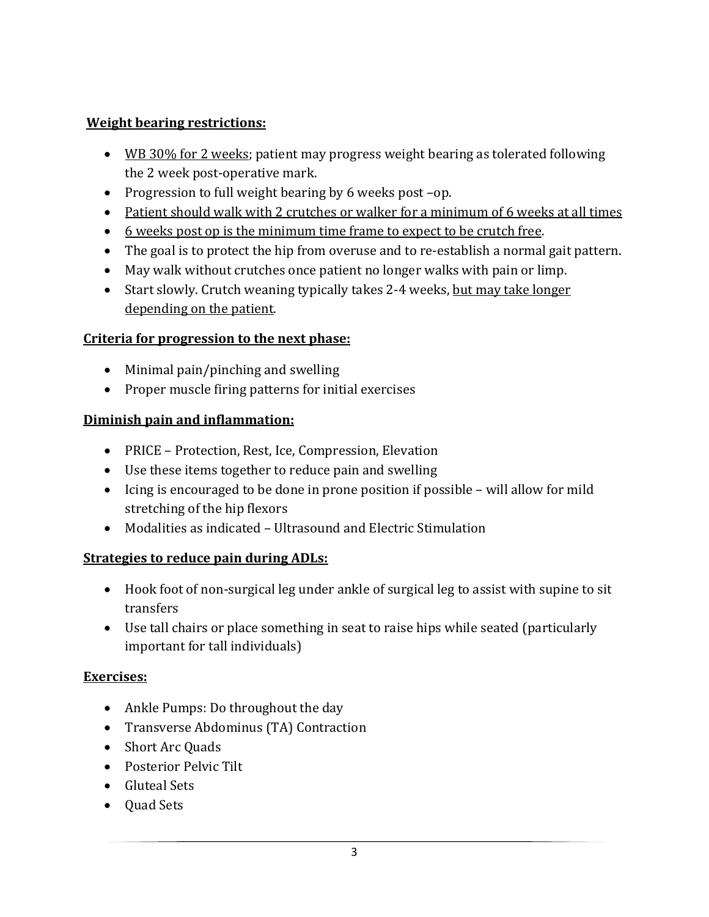**Weight bearing restrictions:**

- WB 30% for 2 weeks; patient may progress weight bearing as tolerated following the 2 week post-operative mark.
- Progression to full weight bearing by 6 weeks post –op.
- Patient should walk with 2 crutches or walker for a minimum of 6 weeks at all times
- 6 weeks post op is the minimum time frame to expect to be crutch free.
- The goal is to protect the hip from overuse and to re-establish a normal gait pattern.
- May walk without crutches once patient no longer walks with pain or limp.
- Start slowly. Crutch weaning typically takes 2-4 weeks, but may take longer depending on the patient.

**Criteria for progression to the next phase:**

- Minimal pain/pinching and swelling
- Proper muscle firing patterns for initial exercises

**Diminish pain and inflammation:**

- PRICE – Protection, Rest, Ice, Compression, Elevation
- Use these items together to reduce pain and swelling
- Icing is encouraged to be done in prone position if possible – will allow for mild stretching of the hip flexors
- Modalities as indicated – Ultrasound and Electric Stimulation

**Strategies to reduce pain during ADLs:**

- Hook foot of non-surgical leg under ankle of surgical leg to assist with supine to sit transfers
- Use tall chairs or place something in seat to raise hips while seated (particularly important for tall individuals)

**Exercises:**

- Ankle Pumps: Do throughout the day
- Transverse Abdominus (TA) Contraction
- Short Arc Quads
- Posterior Pelvic Tilt
- Gluteal Sets
- Quad Sets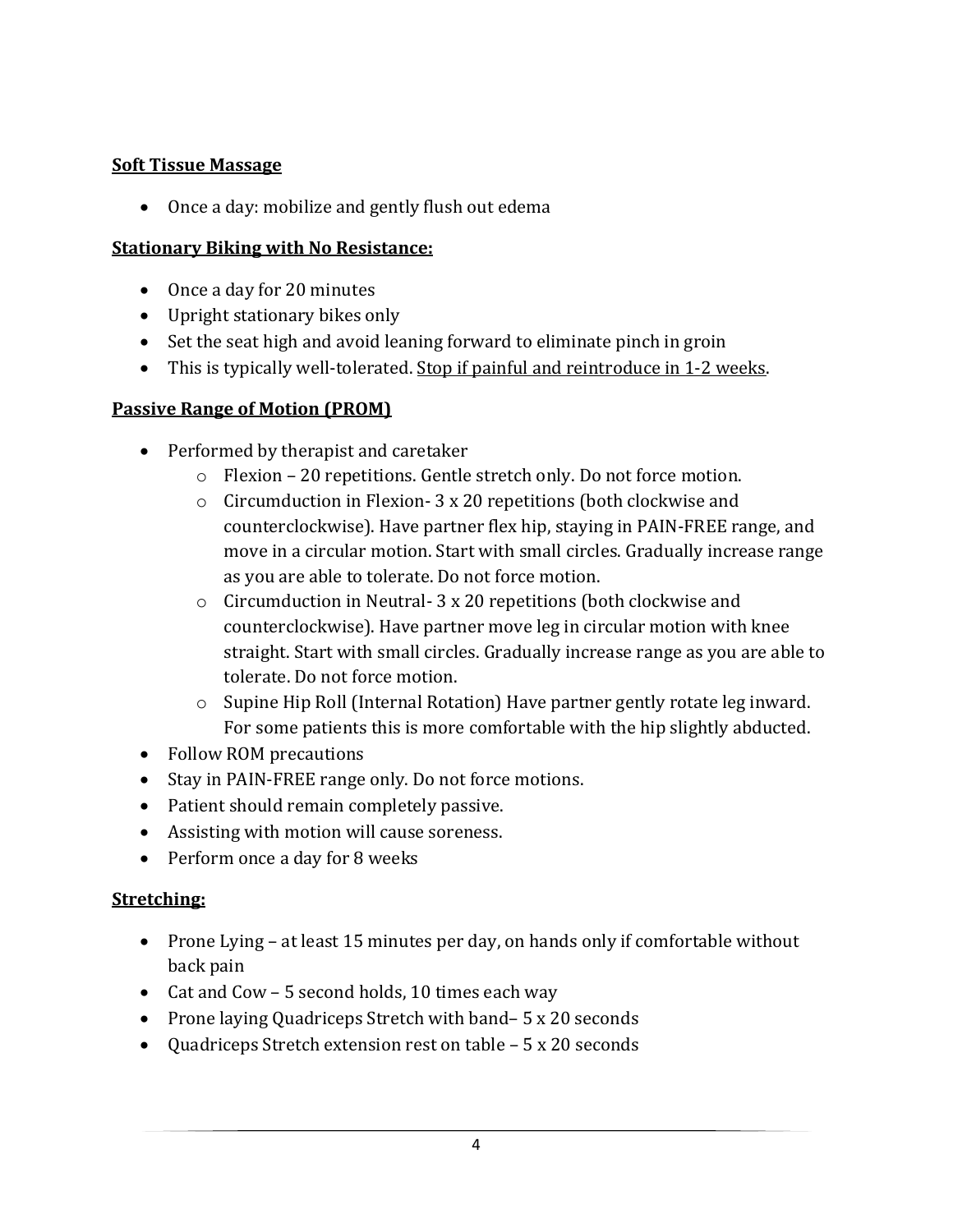**Soft Tissue Massage**

- Once a day: mobilize and gently flush out edema

**Stationary Biking with No Resistance:**

- Once a day for 20 minutes
- Upright stationary bikes only
- Set the seat high and avoid leaning forward to eliminate pinch in groin
- This is typically well-tolerated. Stop if painful and reintroduce in 1-2 weeks.

**Passive Range of Motion (PROM)**

- Performed by therapist and caretaker
  - Flexion – 20 repetitions. Gentle stretch only. Do not force motion.
  - Circumduction in Flexion- 3 x 20 repetitions (both clockwise and counterclockwise). Have partner flex hip, staying in PAIN-FREE range, and move in a circular motion. Start with small circles. Gradually increase range as you are able to tolerate. Do not force motion.
  - Circumduction in Neutral- 3 x 20 repetitions (both clockwise and counterclockwise). Have partner move leg in circular motion with knee straight. Start with small circles. Gradually increase range as you are able to tolerate. Do not force motion.
  - Supine Hip Roll (Internal Rotation) Have partner gently rotate leg inward. For some patients this is more comfortable with the hip slightly abducted.
- Follow ROM precautions
- Stay in PAIN-FREE range only. Do not force motions.
- Patient should remain completely passive.
- Assisting with motion will cause soreness.
- Perform once a day for 8 weeks

**Stretching:**

- Prone Lying – at least 15 minutes per day, on hands only if comfortable without back pain
- Cat and Cow – 5 second holds, 10 times each way
- Prone laying Quadriceps Stretch with band– 5 x 20 seconds
- Quadriceps Stretch extension rest on table – 5 x 20 seconds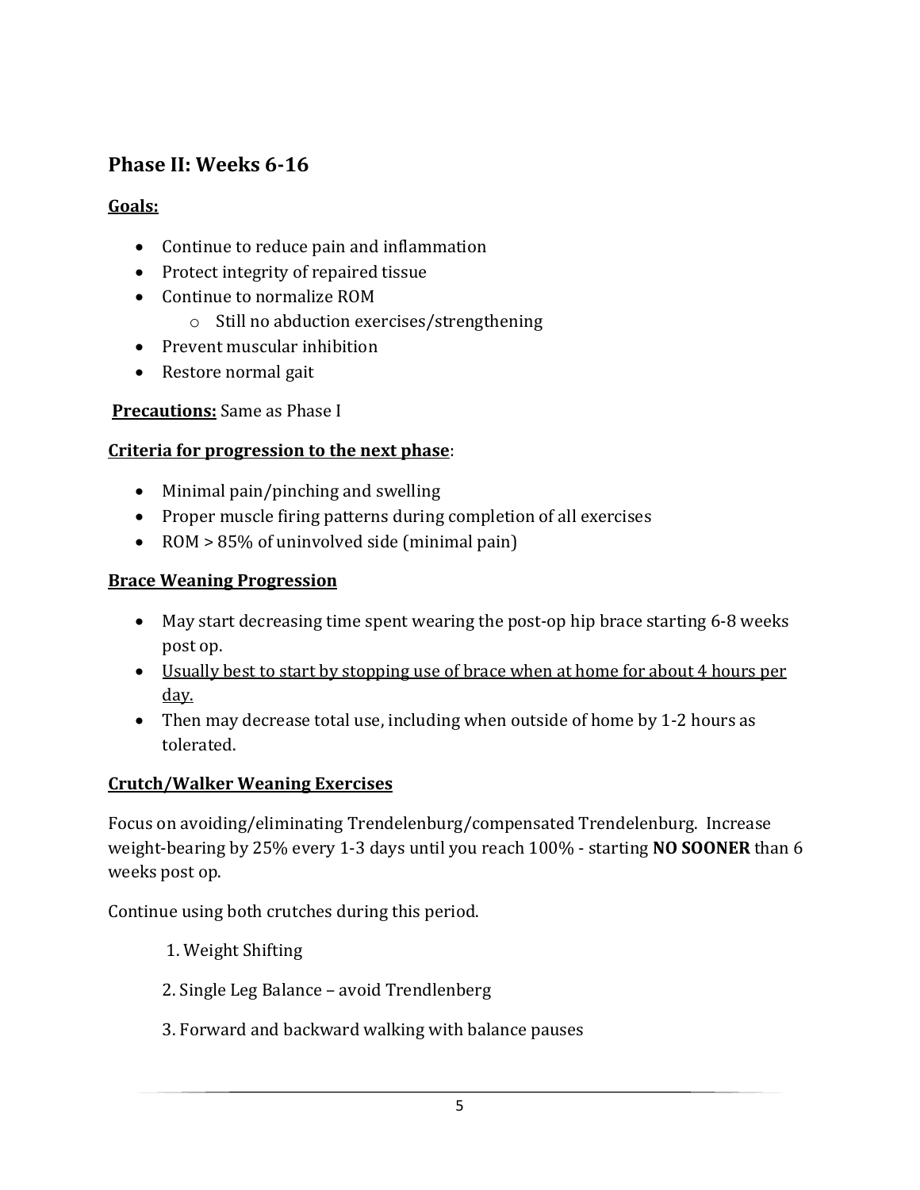## Phase II: Weeks 6-16

**Goals:**

- Continue to reduce pain and inflammation
- Protect integrity of repaired tissue
- Continue to normalize ROM
    - Still no abduction exercises/strengthening
- Prevent muscular inhibition
- Restore normal gait

**Precautions:** Same as Phase I

**Criteria for progression to the next phase**:

- Minimal pain/pinching and swelling
- Proper muscle firing patterns during completion of all exercises
- ROM > 85% of uninvolved side (minimal pain)

**Brace Weaning Progression**

- May start decreasing time spent wearing the post-op hip brace starting 6-8 weeks post op.
- Usually best to start by stopping use of brace when at home for about 4 hours per day.
- Then may decrease total use, including when outside of home by 1-2 hours as tolerated.

**Crutch/Walker Weaning Exercises**

Focus on avoiding/eliminating Trendelenburg/compensated Trendelenburg. Increase weight-bearing by 25% every 1-3 days until you reach 100% - starting **NO SOONER** than 6 weeks post op.

Continue using both crutches during this period.

1. Weight Shifting
2. Single Leg Balance – avoid Trendlenberg
3. Forward and backward walking with balance pauses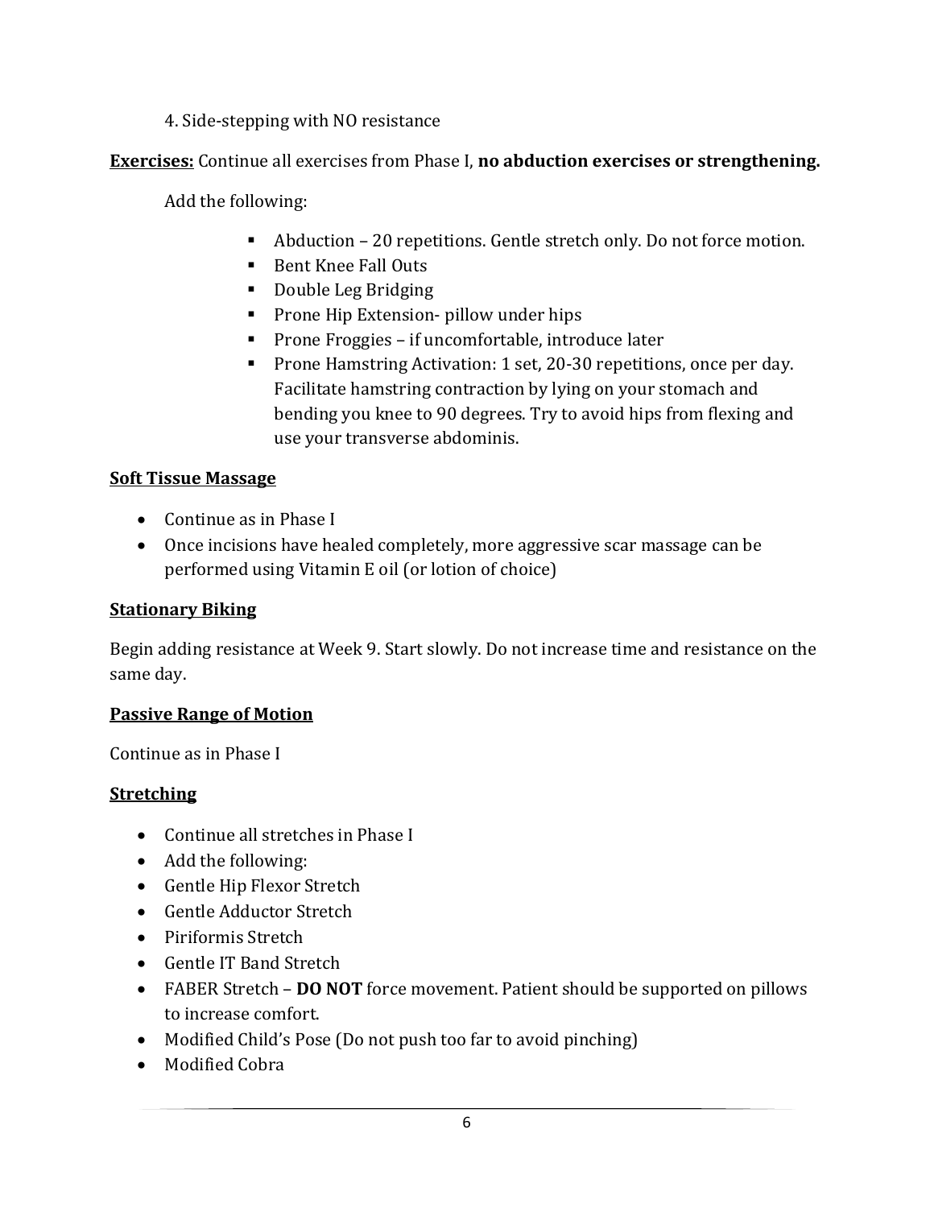4. Side-stepping with NO resistance

**<u>Exercises:</u>** Continue all exercises from Phase I, **no abduction exercises or strengthening.**

Add the following:

- Abduction – 20 repetitions. Gentle stretch only. Do not force motion.
- Bent Knee Fall Outs
- Double Leg Bridging
- Prone Hip Extension- pillow under hips
- Prone Froggies – if uncomfortable, introduce later
- Prone Hamstring Activation: 1 set, 20-30 repetitions, once per day. Facilitate hamstring contraction by lying on your stomach and bending you knee to 90 degrees. Try to avoid hips from flexing and use your transverse abdominis.

**<u>Soft Tissue Massage</u>**

- Continue as in Phase I
- Once incisions have healed completely, more aggressive scar massage can be performed using Vitamin E oil (or lotion of choice)

**<u>Stationary Biking</u>**

Begin adding resistance at Week 9. Start slowly. Do not increase time and resistance on the same day.

**<u>Passive Range of Motion</u>**

Continue as in Phase I

**<u>Stretching</u>**

- Continue all stretches in Phase I
- Add the following:
- Gentle Hip Flexor Stretch
- Gentle Adductor Stretch
- Piriformis Stretch
- Gentle IT Band Stretch
- FABER Stretch – **DO NOT** force movement. Patient should be supported on pillows to increase comfort.
- Modified Child's Pose (Do not push too far to avoid pinching)
- Modified Cobra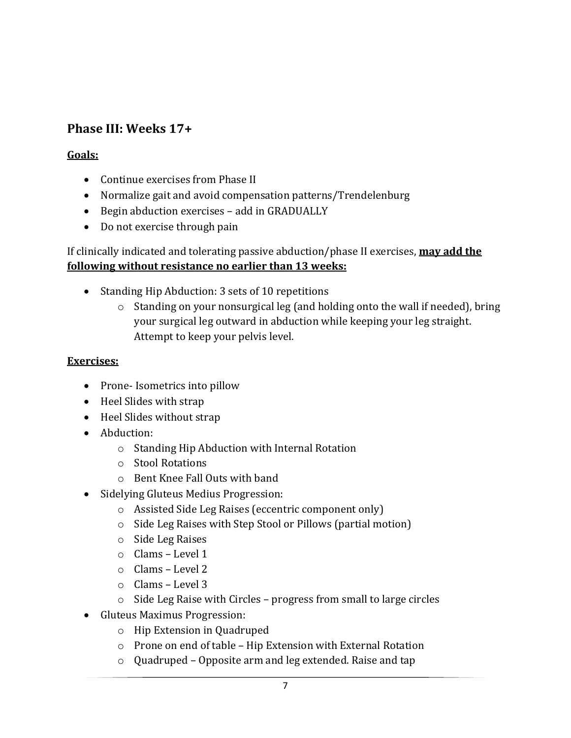## Phase III: Weeks 17+

**Goals:**

- Continue exercises from Phase II
- Normalize gait and avoid compensation patterns/Trendelenburg
- Begin abduction exercises – add in GRADUALLY
- Do not exercise through pain

If clinically indicated and tolerating passive abduction/phase II exercises, **may add the following without resistance no earlier than 13 weeks:**

- Standing Hip Abduction: 3 sets of 10 repetitions
    - Standing on your nonsurgical leg (and holding onto the wall if needed), bring your surgical leg outward in abduction while keeping your leg straight. Attempt to keep your pelvis level.

**Exercises:**

- Prone- Isometrics into pillow
- Heel Slides with strap
- Heel Slides without strap
- Abduction:
    - Standing Hip Abduction with Internal Rotation
    - Stool Rotations
    - Bent Knee Fall Outs with band
- Sidelying Gluteus Medius Progression:
    - Assisted Side Leg Raises (eccentric component only)
    - Side Leg Raises with Step Stool or Pillows (partial motion)
    - Side Leg Raises
    - Clams – Level 1
    - Clams – Level 2
    - Clams – Level 3
    - Side Leg Raise with Circles – progress from small to large circles
- Gluteus Maximus Progression:
    - Hip Extension in Quadruped
    - Prone on end of table – Hip Extension with External Rotation
    - Quadruped – Opposite arm and leg extended. Raise and tap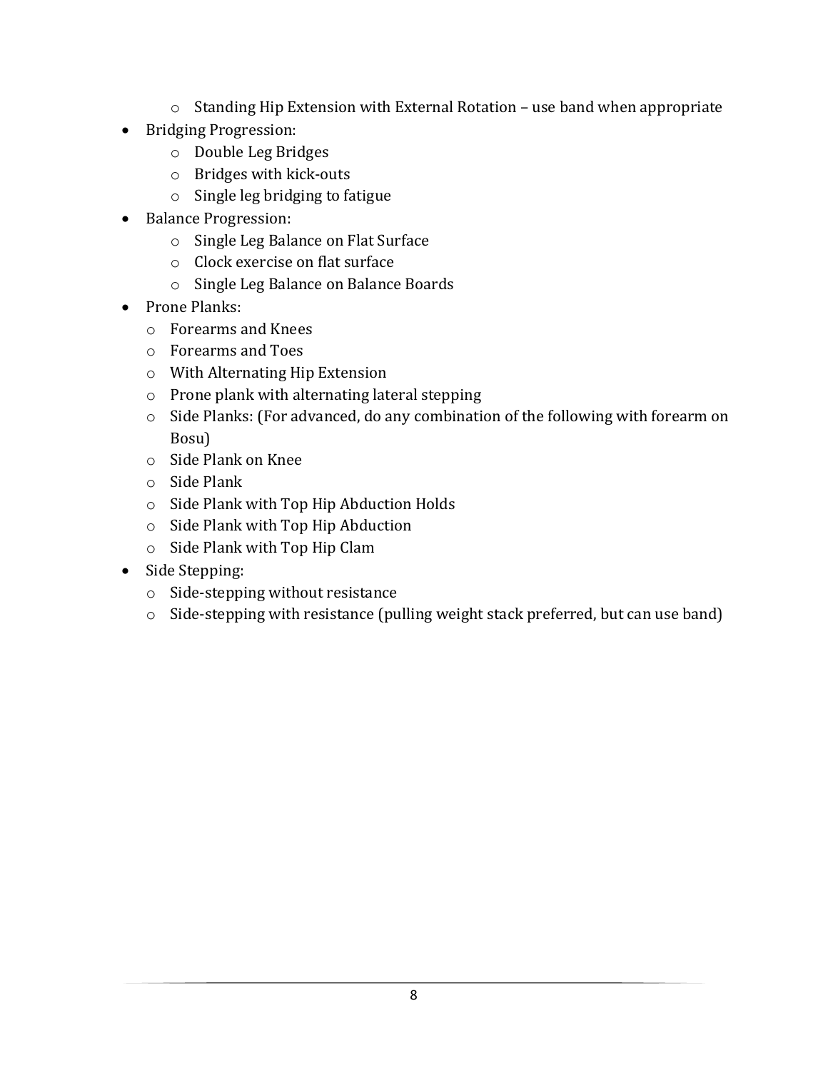- Standing Hip Extension with External Rotation – use band when appropriate

- Bridging Progression:
  - Double Leg Bridges
  - Bridges with kick-outs
  - Single leg bridging to fatigue
- Balance Progression:
  - Single Leg Balance on Flat Surface
  - Clock exercise on flat surface
  - Single Leg Balance on Balance Boards
- Prone Planks:
  - Forearms and Knees
  - Forearms and Toes
  - With Alternating Hip Extension
  - Prone plank with alternating lateral stepping
  - Side Planks: (For advanced, do any combination of the following with forearm on Bosu)
  - Side Plank on Knee
  - Side Plank
  - Side Plank with Top Hip Abduction Holds
  - Side Plank with Top Hip Abduction
  - Side Plank with Top Hip Clam
- Side Stepping:
  - Side-stepping without resistance
  - Side-stepping with resistance (pulling weight stack preferred, but can use band)